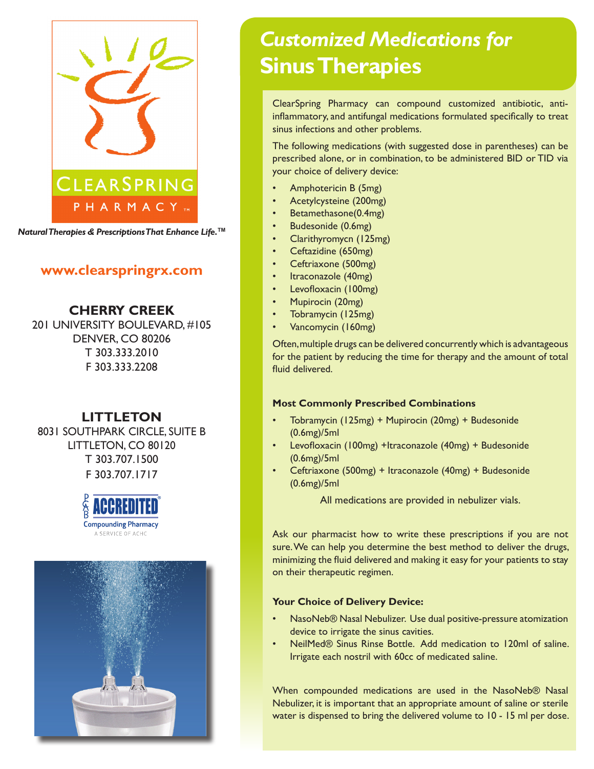CLEARSPRING
PHARMACY™

*Natural Therapies & Prescriptions That Enhance Life.™*

**www.clearspringrx.com**

**CHERRY CREEK**
201 UNIVERSITY BOULEVARD, #105
DENVER, CO 80206
T 303.333.2010
F 303.333.2208

**LITTLETON**
8031 SOUTHPARK CIRCLE, SUITE B
LITTLETON, CO 80120
T 303.707.1500
F 303.707.1717

PCAB ACCREDITED®
Compounding Pharmacy
A SERVICE OF ACHC

# *Customized Medications for* Sinus Therapies

ClearSpring Pharmacy can compound customized antibiotic, anti-inflammatory, and antifungal medications formulated specifically to treat sinus infections and other problems.

The following medications (with suggested dose in parentheses) can be prescribed alone, or in combination, to be administered BID or TID via your choice of delivery device:

- Amphotericin B (5mg)
- Acetylcysteine (200mg)
- Betamethasone(0.4mg)
- Budesonide (0.6mg)
- Clarithyromycn (125mg)
- Ceftazidine (650mg)
- Ceftriaxone (500mg)
- Itraconazole (40mg)
- Levofloxacin (100mg)
- Mupirocin (20mg)
- Tobramycin (125mg)
- Vancomycin (160mg)

Often, multiple drugs can be delivered concurrently which is advantageous for the patient by reducing the time for therapy and the amount of total fluid delivered.

**Most Commonly Prescribed Combinations**

- Tobramycin (125mg) + Mupirocin (20mg) + Budesonide (0.6mg)/5ml
- Levofloxacin (100mg) +Itraconazole (40mg) + Budesonide (0.6mg)/5ml
- Ceftriaxone (500mg) + Itraconazole (40mg) + Budesonide (0.6mg)/5ml

All medications are provided in nebulizer vials.

Ask our pharmacist how to write these prescriptions if you are not sure. We can help you determine the best method to deliver the drugs, minimizing the fluid delivered and making it easy for your patients to stay on their therapeutic regimen.

**Your Choice of Delivery Device:**

- NasoNeb® Nasal Nebulizer. Use dual positive-pressure atomization device to irrigate the sinus cavities.
- NeilMed® Sinus Rinse Bottle. Add medication to 120ml of saline. Irrigate each nostril with 60cc of medicated saline.

When compounded medications are used in the NasoNeb® Nasal Nebulizer, it is important that an appropriate amount of saline or sterile water is dispensed to bring the delivered volume to 10 - 15 ml per dose.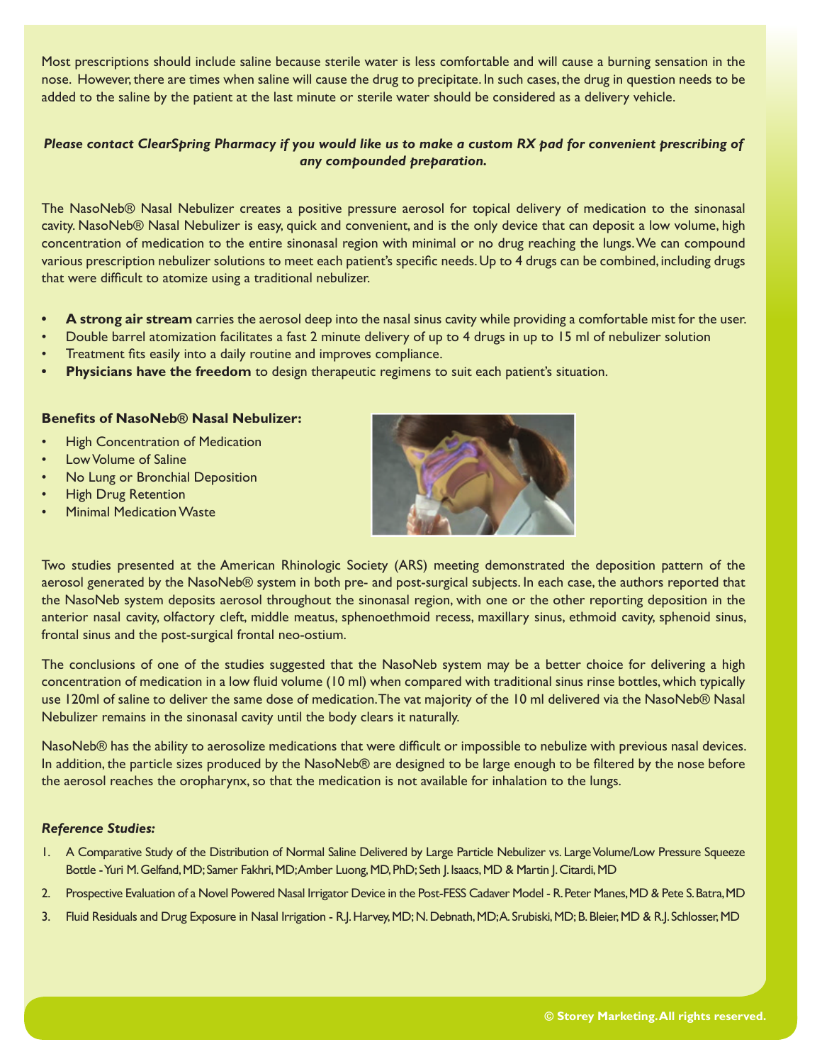Most prescriptions should include saline because sterile water is less comfortable and will cause a burning sensation in the nose. However, there are times when saline will cause the drug to precipitate. In such cases, the drug in question needs to be added to the saline by the patient at the last minute or sterile water should be considered as a delivery vehicle.

***Please contact ClearSpring Pharmacy if you would like us to make a custom RX pad for convenient prescribing of any compounded preparation.***

The NasoNeb® Nasal Nebulizer creates a positive pressure aerosol for topical delivery of medication to the sinonasal cavity. NasoNeb® Nasal Nebulizer is easy, quick and convenient, and is the only device that can deposit a low volume, high concentration of medication to the entire sinonasal region with minimal or no drug reaching the lungs. We can compound various prescription nebulizer solutions to meet each patient's specific needs. Up to 4 drugs can be combined, including drugs that were difficult to atomize using a traditional nebulizer.

- **A strong air stream** carries the aerosol deep into the nasal sinus cavity while providing a comfortable mist for the user.
- Double barrel atomization facilitates a fast 2 minute delivery of up to 4 drugs in up to 15 ml of nebulizer solution
- Treatment fits easily into a daily routine and improves compliance.
- **Physicians have the freedom** to design therapeutic regimens to suit each patient's situation.

**Benefits of NasoNeb® Nasal Nebulizer:**

- High Concentration of Medication
- Low Volume of Saline
- No Lung or Bronchial Deposition
- High Drug Retention
- Minimal Medication Waste

Two studies presented at the American Rhinologic Society (ARS) meeting demonstrated the deposition pattern of the aerosol generated by the NasoNeb® system in both pre- and post-surgical subjects. In each case, the authors reported that the NasoNeb system deposits aerosol throughout the sinonasal region, with one or the other reporting deposition in the anterior nasal cavity, olfactory cleft, middle meatus, sphenoethmoid recess, maxillary sinus, ethmoid cavity, sphenoid sinus, frontal sinus and the post-surgical frontal neo-ostium.

The conclusions of one of the studies suggested that the NasoNeb system may be a better choice for delivering a high concentration of medication in a low fluid volume (10 ml) when compared with traditional sinus rinse bottles, which typically use 120ml of saline to deliver the same dose of medication. The vat majority of the 10 ml delivered via the NasoNeb® Nasal Nebulizer remains in the sinonasal cavity until the body clears it naturally.

NasoNeb® has the ability to aerosolize medications that were difficult or impossible to nebulize with previous nasal devices. In addition, the particle sizes produced by the NasoNeb® are designed to be large enough to be filtered by the nose before the aerosol reaches the oropharynx, so that the medication is not available for inhalation to the lungs.

***Reference Studies:***

1. A Comparative Study of the Distribution of Normal Saline Delivered by Large Particle Nebulizer vs. Large Volume/Low Pressure Squeeze Bottle - Yuri M. Gelfand, MD; Samer Fakhri, MD; Amber Luong, MD, PhD; Seth J. Isaacs, MD & Martin J. Citardi, MD
2. Prospective Evaluation of a Novel Powered Nasal Irrigator Device in the Post-FESS Cadaver Model - R. Peter Manes, MD & Pete S. Batra, MD
3. Fluid Residuals and Drug Exposure in Nasal Irrigation - R.J. Harvey, MD; N. Debnath, MD; A. Srubiski, MD; B. Bleier, MD & R.J. Schlosser, MD

© Storey Marketing. All rights reserved.